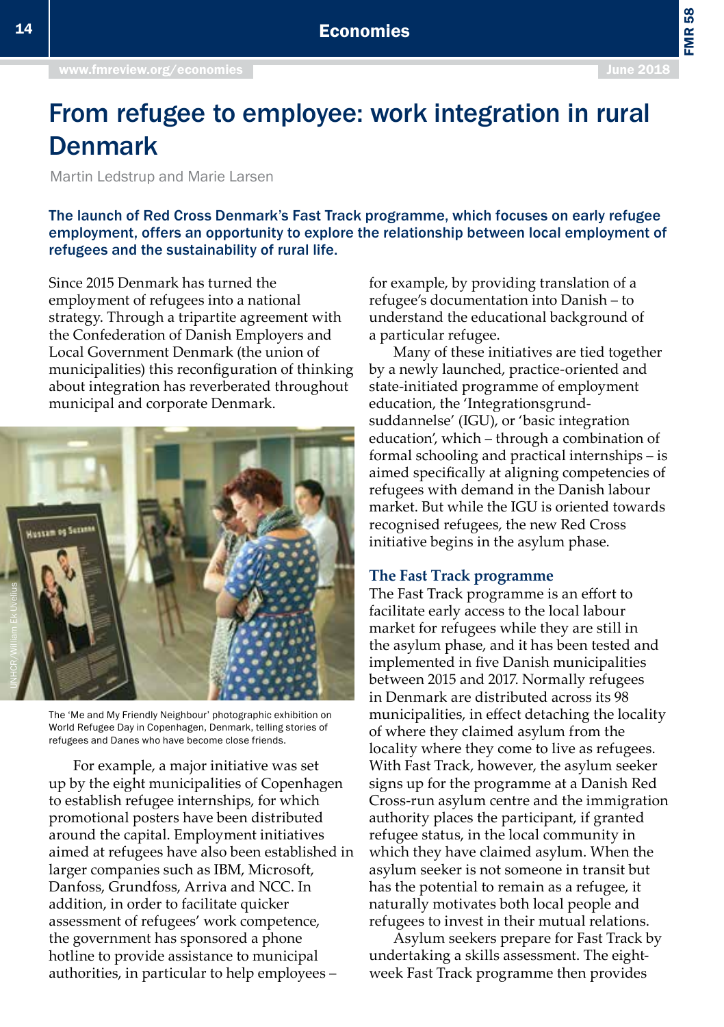# From refugee to employee: work integration in rural Denmark

Martin Ledstrup and Marie Larsen

**The launch of Red Cross Denmark's Fast Track programme, which focuses on early refugee employment, offers an opportunity to explore the relationship between local employment of refugees and the sustainability of rural life.**

Since 2015 Denmark has turned the employment of refugees into a national strategy. Through a tripartite agreement with the Confederation of Danish Employers and Local Government Denmark (the union of municipalities) this reconfiguration of thinking about integration has reverberated throughout municipal and corporate Denmark.

The 'Me and My Friendly Neighbour' photographic exhibition on World Refugee Day in Copenhagen, Denmark, telling stories of refugees and Danes who have become close friends.

For example, a major initiative was set up by the eight municipalities of Copenhagen to establish refugee internships, for which promotional posters have been distributed around the capital. Employment initiatives aimed at refugees have also been established in larger companies such as IBM, Microsoft, Danfoss, Grundfoss, Arriva and NCC. In addition, in order to facilitate quicker assessment of refugees' work competence, the government has sponsored a phone hotline to provide assistance to municipal authorities, in particular to help employees – for example, by providing translation of a refugee's documentation into Danish – to understand the educational background of a particular refugee.

Many of these initiatives are tied together by a newly launched, practice-oriented and state-initiated programme of employment education, the 'Integrationsgrund-suddannelse' (IGU), or 'basic integration education', which – through a combination of formal schooling and practical internships – is aimed specifically at aligning competencies of refugees with demand in the Danish labour market. But while the IGU is oriented towards recognised refugees, the new Red Cross initiative begins in the asylum phase.

## The Fast Track programme

The Fast Track programme is an effort to facilitate early access to the local labour market for refugees while they are still in the asylum phase, and it has been tested and implemented in five Danish municipalities between 2015 and 2017. Normally refugees in Denmark are distributed across its 98 municipalities, in effect detaching the locality of where they claimed asylum from the locality where they come to live as refugees. With Fast Track, however, the asylum seeker signs up for the programme at a Danish Red Cross-run asylum centre and the immigration authority places the participant, if granted refugee status, in the local community in which they have claimed asylum. When the asylum seeker is not someone in transit but has the potential to remain as a refugee, it naturally motivates both local people and refugees to invest in their mutual relations.

Asylum seekers prepare for Fast Track by undertaking a skills assessment. The eight-week Fast Track programme then provides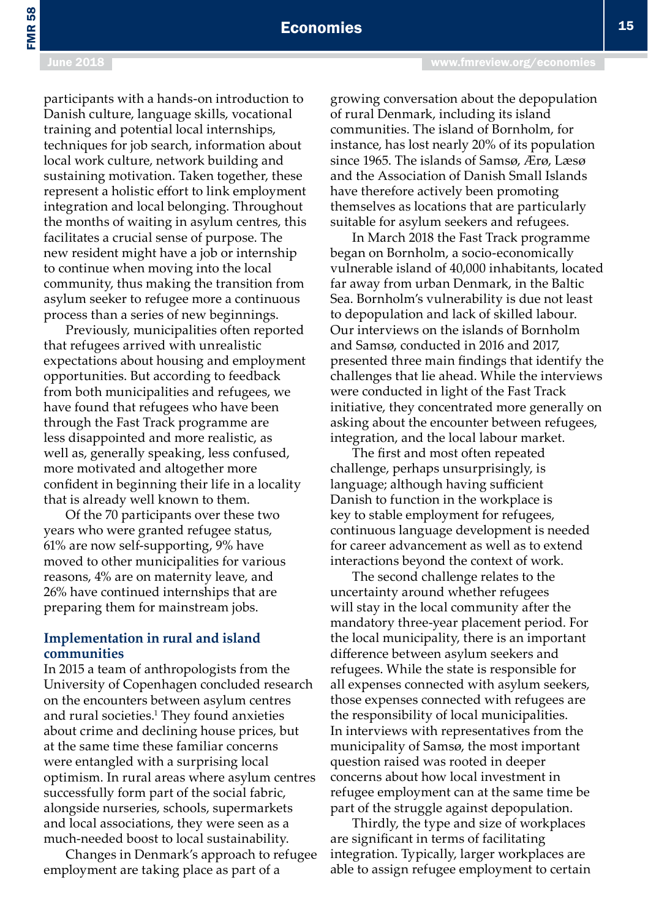participants with a hands-on introduction to Danish culture, language skills, vocational training and potential local internships, techniques for job search, information about local work culture, network building and sustaining motivation. Taken together, these represent a holistic effort to link employment integration and local belonging. Throughout the months of waiting in asylum centres, this facilitates a crucial sense of purpose. The new resident might have a job or internship to continue when moving into the local community, thus making the transition from asylum seeker to refugee more a continuous process than a series of new beginnings.

Previously, municipalities often reported that refugees arrived with unrealistic expectations about housing and employment opportunities. But according to feedback from both municipalities and refugees, we have found that refugees who have been through the Fast Track programme are less disappointed and more realistic, as well as, generally speaking, less confused, more motivated and altogether more confident in beginning their life in a locality that is already well known to them.

Of the 70 participants over these two years who were granted refugee status, 61% are now self-supporting, 9% have moved to other municipalities for various reasons, 4% are on maternity leave, and 26% have continued internships that are preparing them for mainstream jobs.

### Implementation in rural and island communities

In 2015 a team of anthropologists from the University of Copenhagen concluded research on the encounters between asylum centres and rural societies.[1] They found anxieties about crime and declining house prices, but at the same time these familiar concerns were entangled with a surprising local optimism. In rural areas where asylum centres successfully form part of the social fabric, alongside nurseries, schools, supermarkets and local associations, they were seen as a much-needed boost to local sustainability.

Changes in Denmark's approach to refugee employment are taking place as part of a growing conversation about the depopulation of rural Denmark, including its island communities. The island of Bornholm, for instance, has lost nearly 20% of its population since 1965. The islands of Samsø, Ærø, Læsø and the Association of Danish Small Islands have therefore actively been promoting themselves as locations that are particularly suitable for asylum seekers and refugees.

In March 2018 the Fast Track programme began on Bornholm, a socio-economically vulnerable island of 40,000 inhabitants, located far away from urban Denmark, in the Baltic Sea. Bornholm's vulnerability is due not least to depopulation and lack of skilled labour. Our interviews on the islands of Bornholm and Samsø, conducted in 2016 and 2017, presented three main findings that identify the challenges that lie ahead. While the interviews were conducted in light of the Fast Track initiative, they concentrated more generally on asking about the encounter between refugees, integration, and the local labour market.

The first and most often repeated challenge, perhaps unsurprisingly, is language; although having sufficient Danish to function in the workplace is key to stable employment for refugees, continuous language development is needed for career advancement as well as to extend interactions beyond the context of work.

The second challenge relates to the uncertainty around whether refugees will stay in the local community after the mandatory three-year placement period. For the local municipality, there is an important difference between asylum seekers and refugees. While the state is responsible for all expenses connected with asylum seekers, those expenses connected with refugees are the responsibility of local municipalities. In interviews with representatives from the municipality of Samsø, the most important question raised was rooted in deeper concerns about how local investment in refugee employment can at the same time be part of the struggle against depopulation.

Thirdly, the type and size of workplaces are significant in terms of facilitating integration. Typically, larger workplaces are able to assign refugee employment to certain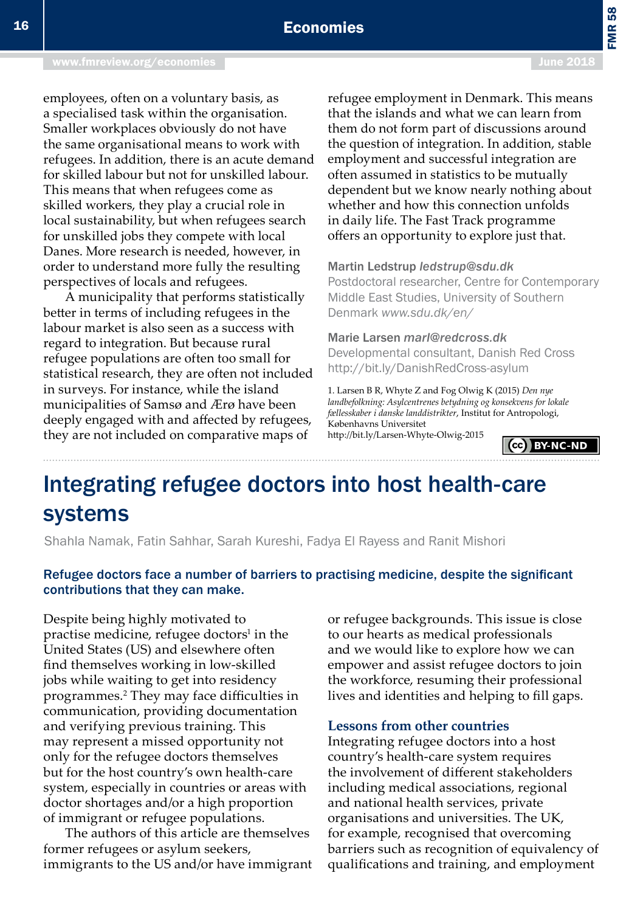employees, often on a voluntary basis, as a specialised task within the organisation. Smaller workplaces obviously do not have the same organisational means to work with refugees. In addition, there is an acute demand for skilled labour but not for unskilled labour. This means that when refugees come as skilled workers, they play a crucial role in local sustainability, but when refugees search for unskilled jobs they compete with local Danes. More research is needed, however, in order to understand more fully the resulting perspectives of locals and refugees.

A municipality that performs statistically better in terms of including refugees in the labour market is also seen as a success with regard to integration. But because rural refugee populations are often too small for statistical research, they are often not included in surveys. For instance, while the island municipalities of Samsø and Ærø have been deeply engaged with and affected by refugees, they are not included on comparative maps of refugee employment in Denmark. This means that the islands and what we can learn from them do not form part of discussions around the question of integration. In addition, stable employment and successful integration are often assumed in statistics to be mutually dependent but we know nearly nothing about whether and how this connection unfolds in daily life. The Fast Track programme offers an opportunity to explore just that.

**Martin Ledstrup** *ledstrup@sdu.dk*
Postdoctoral researcher, Centre for Contemporary Middle East Studies, University of Southern Denmark *www.sdu.dk/en/*

**Marie Larsen** *marl@redcross.dk*
Developmental consultant, Danish Red Cross http://bit.ly/DanishRedCross-asylum

1. Larsen B R, Whyte Z and Fog Olwig K (2015) *Den nye landbefolkning: Asylcentrenes betydning og konsekvens for lokale fællesskaber i danske landdistrikter*, Institut for Antropologi, Københavns Universitet
http://bit.ly/Larsen-Whyte-Olwig-2015

# Integrating refugee doctors into host health-care systems

Shahla Namak, Fatin Sahhar, Sarah Kureshi, Fadya El Rayess and Ranit Mishori

**Refugee doctors face a number of barriers to practising medicine, despite the significant contributions that they can make.**

Despite being highly motivated to practise medicine, refugee doctors[1] in the United States (US) and elsewhere often find themselves working in low-skilled jobs while waiting to get into residency programmes.[2] They may face difficulties in communication, providing documentation and verifying previous training. This may represent a missed opportunity not only for the refugee doctors themselves but for the host country's own health-care system, especially in countries or areas with doctor shortages and/or a high proportion of immigrant or refugee populations.

The authors of this article are themselves former refugees or asylum seekers, immigrants to the US and/or have immigrant or refugee backgrounds. This issue is close to our hearts as medical professionals and we would like to explore how we can empower and assist refugee doctors to join the workforce, resuming their professional lives and identities and helping to fill gaps.

## Lessons from other countries

Integrating refugee doctors into a host country's health-care system requires the involvement of different stakeholders including medical associations, regional and national health services, private organisations and universities. The UK, for example, recognised that overcoming barriers such as recognition of equivalency of qualifications and training, and employment